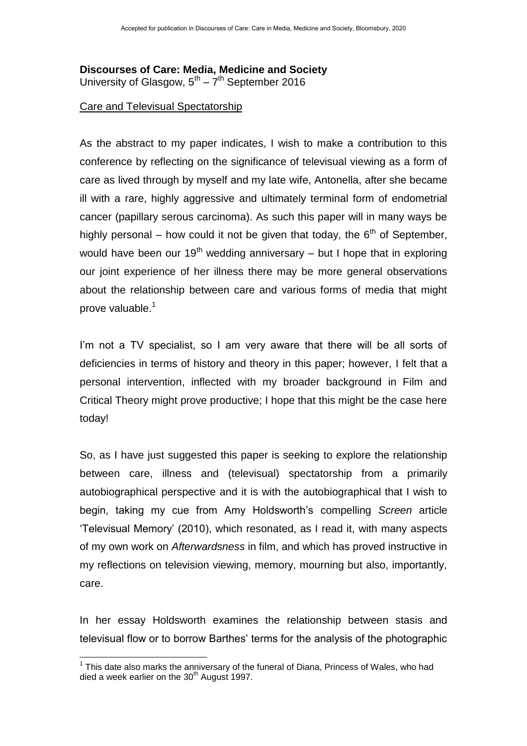**Discourses of Care: Media, Medicine and Society**
University of Glasgow, 5th – 7th September 2016

Care and Televisual Spectatorship

As the abstract to my paper indicates, I wish to make a contribution to this conference by reflecting on the significance of televisual viewing as a form of care as lived through by myself and my late wife, Antonella, after she became ill with a rare, highly aggressive and ultimately terminal form of endometrial cancer (papillary serous carcinoma). As such this paper will in many ways be highly personal – how could it not be given that today, the 6th of September, would have been our 19th wedding anniversary – but I hope that in exploring our joint experience of her illness there may be more general observations about the relationship between care and various forms of media that might prove valuable.[1]

I'm not a TV specialist, so I am very aware that there will be all sorts of deficiencies in terms of history and theory in this paper; however, I felt that a personal intervention, inflected with my broader background in Film and Critical Theory might prove productive; I hope that this might be the case here today!

So, as I have just suggested this paper is seeking to explore the relationship between care, illness and (televisual) spectatorship from a primarily autobiographical perspective and it is with the autobiographical that I wish to begin, taking my cue from Amy Holdsworth's compelling *Screen* article 'Televisual Memory' (2010), which resonated, as I read it, with many aspects of my own work on *Afterwardsness* in film, and which has proved instructive in my reflections on television viewing, memory, mourning but also, importantly, care.

In her essay Holdsworth examines the relationship between stasis and televisual flow or to borrow Barthes' terms for the analysis of the photographic

[1] This date also marks the anniversary of the funeral of Diana, Princess of Wales, who had died a week earlier on the 30th August 1997.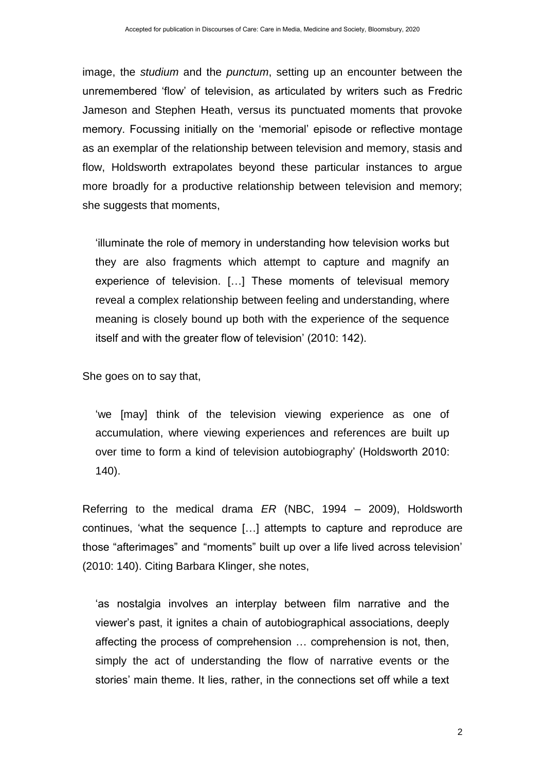image, the *studium* and the *punctum*, setting up an encounter between the unremembered 'flow' of television, as articulated by writers such as Fredric Jameson and Stephen Heath, versus its punctuated moments that provoke memory. Focussing initially on the 'memorial' episode or reflective montage as an exemplar of the relationship between television and memory, stasis and flow, Holdsworth extrapolates beyond these particular instances to argue more broadly for a productive relationship between television and memory; she suggests that moments,

> 'illuminate the role of memory in understanding how television works but they are also fragments which attempt to capture and magnify an experience of television. […] These moments of televisual memory reveal a complex relationship between feeling and understanding, where meaning is closely bound up both with the experience of the sequence itself and with the greater flow of television' (2010: 142).

She goes on to say that,

> 'we [may] think of the television viewing experience as one of accumulation, where viewing experiences and references are built up over time to form a kind of television autobiography' (Holdsworth 2010: 140).

Referring to the medical drama *ER* (NBC, 1994 – 2009), Holdsworth continues, 'what the sequence […] attempts to capture and reproduce are those "afterimages" and "moments" built up over a life lived across television' (2010: 140). Citing Barbara Klinger, she notes,

> 'as nostalgia involves an interplay between film narrative and the viewer's past, it ignites a chain of autobiographical associations, deeply affecting the process of comprehension … comprehension is not, then, simply the act of understanding the flow of narrative events or the stories' main theme. It lies, rather, in the connections set off while a text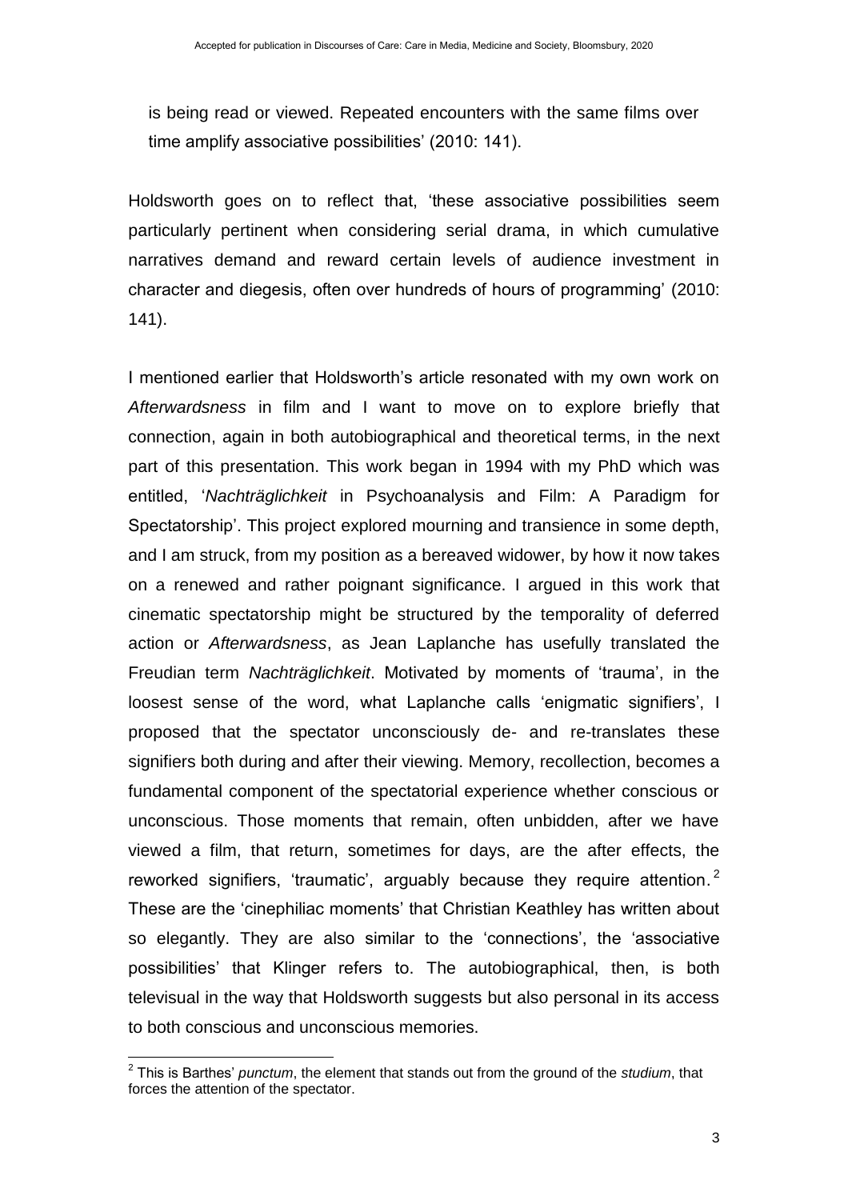is being read or viewed. Repeated encounters with the same films over time amplify associative possibilities' (2010: 141).

Holdsworth goes on to reflect that, 'these associative possibilities seem particularly pertinent when considering serial drama, in which cumulative narratives demand and reward certain levels of audience investment in character and diegesis, often over hundreds of hours of programming' (2010: 141).

I mentioned earlier that Holdsworth's article resonated with my own work on *Afterwardsness* in film and I want to move on to explore briefly that connection, again in both autobiographical and theoretical terms, in the next part of this presentation. This work began in 1994 with my PhD which was entitled, '*Nachträglichkeit* in Psychoanalysis and Film: A Paradigm for Spectatorship'. This project explored mourning and transience in some depth, and I am struck, from my position as a bereaved widower, by how it now takes on a renewed and rather poignant significance. I argued in this work that cinematic spectatorship might be structured by the temporality of deferred action or *Afterwardsness*, as Jean Laplanche has usefully translated the Freudian term *Nachträglichkeit*. Motivated by moments of 'trauma', in the loosest sense of the word, what Laplanche calls 'enigmatic signifiers', I proposed that the spectator unconsciously de- and re-translates these signifiers both during and after their viewing. Memory, recollection, becomes a fundamental component of the spectatorial experience whether conscious or unconscious. Those moments that remain, often unbidden, after we have viewed a film, that return, sometimes for days, are the after effects, the reworked signifiers, 'traumatic', arguably because they require attention.[2] These are the 'cinephiliac moments' that Christian Keathley has written about so elegantly. They are also similar to the 'connections', the 'associative possibilities' that Klinger refers to. The autobiographical, then, is both televisual in the way that Holdsworth suggests but also personal in its access to both conscious and unconscious memories.

---

[2] This is Barthes' *punctum*, the element that stands out from the ground of the *studium*, that forces the attention of the spectator.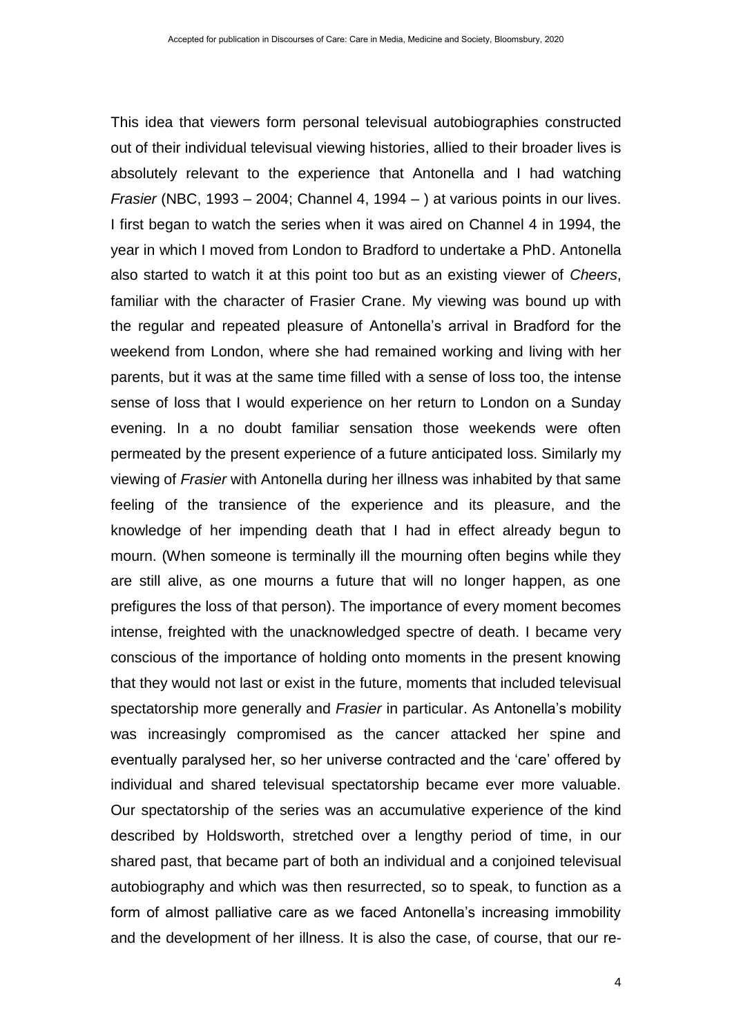This idea that viewers form personal televisual autobiographies constructed out of their individual televisual viewing histories, allied to their broader lives is absolutely relevant to the experience that Antonella and I had watching *Frasier* (NBC, 1993 – 2004; Channel 4, 1994 – ) at various points in our lives. I first began to watch the series when it was aired on Channel 4 in 1994, the year in which I moved from London to Bradford to undertake a PhD. Antonella also started to watch it at this point too but as an existing viewer of *Cheers*, familiar with the character of Frasier Crane. My viewing was bound up with the regular and repeated pleasure of Antonella's arrival in Bradford for the weekend from London, where she had remained working and living with her parents, but it was at the same time filled with a sense of loss too, the intense sense of loss that I would experience on her return to London on a Sunday evening. In a no doubt familiar sensation those weekends were often permeated by the present experience of a future anticipated loss. Similarly my viewing of *Frasier* with Antonella during her illness was inhabited by that same feeling of the transience of the experience and its pleasure, and the knowledge of her impending death that I had in effect already begun to mourn. (When someone is terminally ill the mourning often begins while they are still alive, as one mourns a future that will no longer happen, as one prefigures the loss of that person). The importance of every moment becomes intense, freighted with the unacknowledged spectre of death. I became very conscious of the importance of holding onto moments in the present knowing that they would not last or exist in the future, moments that included televisual spectatorship more generally and *Frasier* in particular. As Antonella's mobility was increasingly compromised as the cancer attacked her spine and eventually paralysed her, so her universe contracted and the 'care' offered by individual and shared televisual spectatorship became ever more valuable. Our spectatorship of the series was an accumulative experience of the kind described by Holdsworth, stretched over a lengthy period of time, in our shared past, that became part of both an individual and a conjoined televisual autobiography and which was then resurrected, so to speak, to function as a form of almost palliative care as we faced Antonella's increasing immobility and the development of her illness. It is also the case, of course, that our re-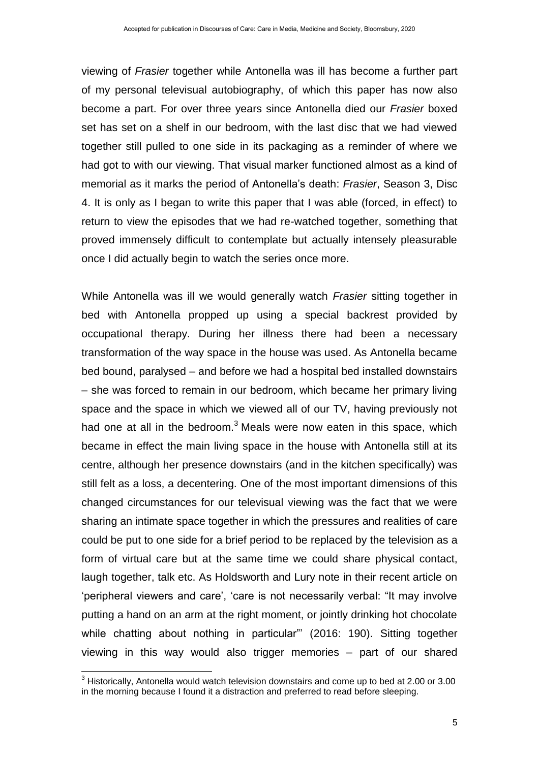viewing of *Frasier* together while Antonella was ill has become a further part of my personal televisual autobiography, of which this paper has now also become a part. For over three years since Antonella died our *Frasier* boxed set has set on a shelf in our bedroom, with the last disc that we had viewed together still pulled to one side in its packaging as a reminder of where we had got to with our viewing. That visual marker functioned almost as a kind of memorial as it marks the period of Antonella's death: *Frasier*, Season 3, Disc 4. It is only as I began to write this paper that I was able (forced, in effect) to return to view the episodes that we had re-watched together, something that proved immensely difficult to contemplate but actually intensely pleasurable once I did actually begin to watch the series once more.

While Antonella was ill we would generally watch *Frasier* sitting together in bed with Antonella propped up using a special backrest provided by occupational therapy. During her illness there had been a necessary transformation of the way space in the house was used. As Antonella became bed bound, paralysed – and before we had a hospital bed installed downstairs – she was forced to remain in our bedroom, which became her primary living space and the space in which we viewed all of our TV, having previously not had one at all in the bedroom.[3] Meals were now eaten in this space, which became in effect the main living space in the house with Antonella still at its centre, although her presence downstairs (and in the kitchen specifically) was still felt as a loss, a decentering. One of the most important dimensions of this changed circumstances for our televisual viewing was the fact that we were sharing an intimate space together in which the pressures and realities of care could be put to one side for a brief period to be replaced by the television as a form of virtual care but at the same time we could share physical contact, laugh together, talk etc. As Holdsworth and Lury note in their recent article on 'peripheral viewers and care', 'care is not necessarily verbal: "It may involve putting a hand on an arm at the right moment, or jointly drinking hot chocolate while chatting about nothing in particular"' (2016: 190). Sitting together viewing in this way would also trigger memories – part of our shared

[3] Historically, Antonella would watch television downstairs and come up to bed at 2.00 or 3.00 in the morning because I found it a distraction and preferred to read before sleeping.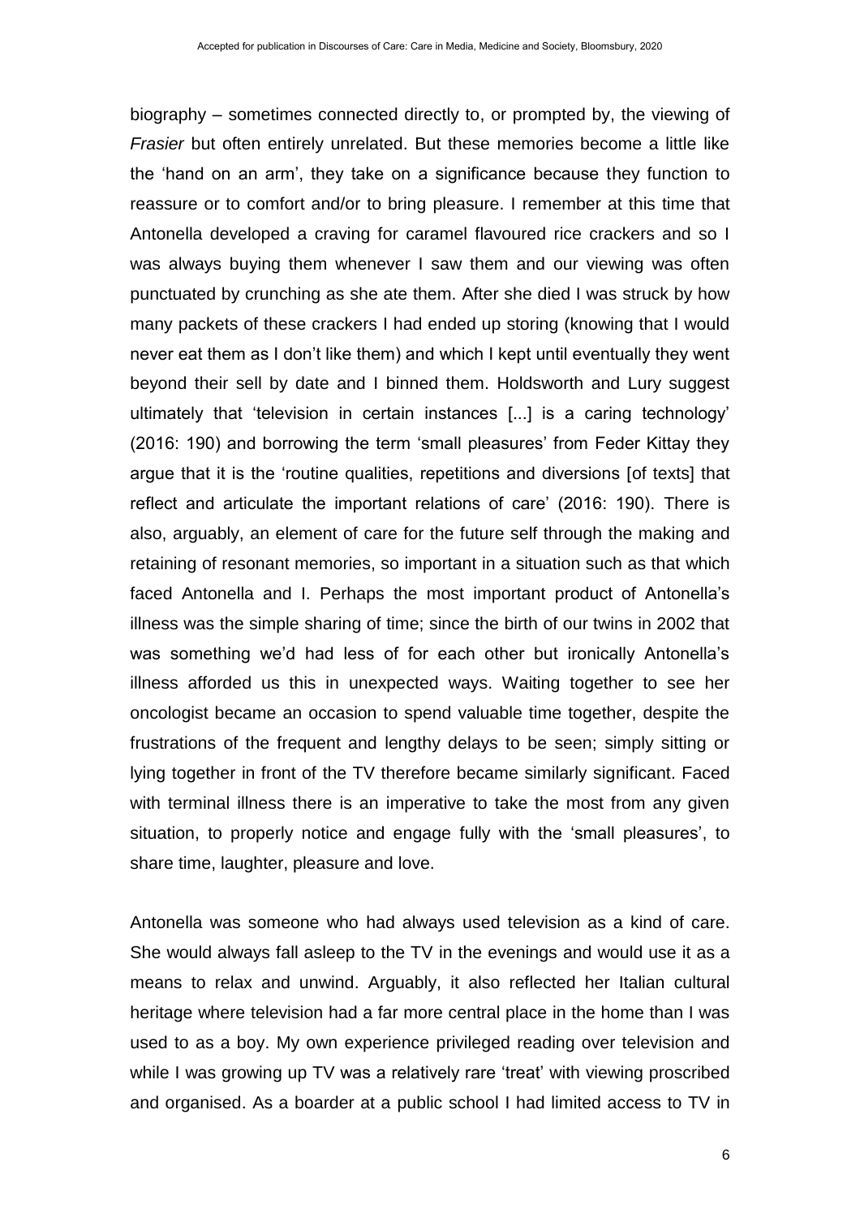biography – sometimes connected directly to, or prompted by, the viewing of *Frasier* but often entirely unrelated. But these memories become a little like the 'hand on an arm', they take on a significance because they function to reassure or to comfort and/or to bring pleasure. I remember at this time that Antonella developed a craving for caramel flavoured rice crackers and so I was always buying them whenever I saw them and our viewing was often punctuated by crunching as she ate them. After she died I was struck by how many packets of these crackers I had ended up storing (knowing that I would never eat them as I don't like them) and which I kept until eventually they went beyond their sell by date and I binned them. Holdsworth and Lury suggest ultimately that 'television in certain instances [...] is a caring technology' (2016: 190) and borrowing the term 'small pleasures' from Feder Kittay they argue that it is the 'routine qualities, repetitions and diversions [of texts] that reflect and articulate the important relations of care' (2016: 190). There is also, arguably, an element of care for the future self through the making and retaining of resonant memories, so important in a situation such as that which faced Antonella and I. Perhaps the most important product of Antonella's illness was the simple sharing of time; since the birth of our twins in 2002 that was something we'd had less of for each other but ironically Antonella's illness afforded us this in unexpected ways. Waiting together to see her oncologist became an occasion to spend valuable time together, despite the frustrations of the frequent and lengthy delays to be seen; simply sitting or lying together in front of the TV therefore became similarly significant. Faced with terminal illness there is an imperative to take the most from any given situation, to properly notice and engage fully with the 'small pleasures', to share time, laughter, pleasure and love.

Antonella was someone who had always used television as a kind of care. She would always fall asleep to the TV in the evenings and would use it as a means to relax and unwind. Arguably, it also reflected her Italian cultural heritage where television had a far more central place in the home than I was used to as a boy. My own experience privileged reading over television and while I was growing up TV was a relatively rare 'treat' with viewing proscribed and organised. As a boarder at a public school I had limited access to TV in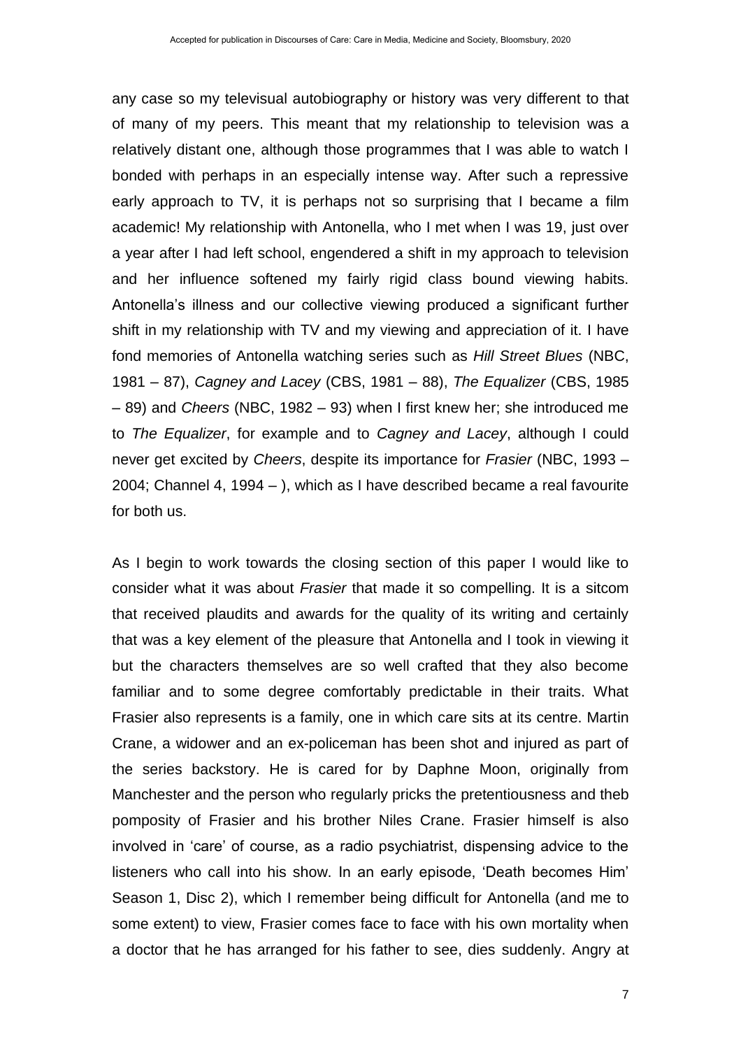any case so my televisual autobiography or history was very different to that of many of my peers. This meant that my relationship to television was a relatively distant one, although those programmes that I was able to watch I bonded with perhaps in an especially intense way. After such a repressive early approach to TV, it is perhaps not so surprising that I became a film academic! My relationship with Antonella, who I met when I was 19, just over a year after I had left school, engendered a shift in my approach to television and her influence softened my fairly rigid class bound viewing habits. Antonella's illness and our collective viewing produced a significant further shift in my relationship with TV and my viewing and appreciation of it. I have fond memories of Antonella watching series such as *Hill Street Blues* (NBC, 1981 – 87), *Cagney and Lacey* (CBS, 1981 – 88), *The Equalizer* (CBS, 1985 – 89) and *Cheers* (NBC, 1982 – 93) when I first knew her; she introduced me to *The Equalizer*, for example and to *Cagney and Lacey*, although I could never get excited by *Cheers*, despite its importance for *Frasier* (NBC, 1993 – 2004; Channel 4, 1994 – ), which as I have described became a real favourite for both us.

As I begin to work towards the closing section of this paper I would like to consider what it was about *Frasier* that made it so compelling. It is a sitcom that received plaudits and awards for the quality of its writing and certainly that was a key element of the pleasure that Antonella and I took in viewing it but the characters themselves are so well crafted that they also become familiar and to some degree comfortably predictable in their traits. What Frasier also represents is a family, one in which care sits at its centre. Martin Crane, a widower and an ex-policeman has been shot and injured as part of the series backstory. He is cared for by Daphne Moon, originally from Manchester and the person who regularly pricks the pretentiousness and theb pomposity of Frasier and his brother Niles Crane. Frasier himself is also involved in 'care' of course, as a radio psychiatrist, dispensing advice to the listeners who call into his show. In an early episode, 'Death becomes Him' Season 1, Disc 2), which I remember being difficult for Antonella (and me to some extent) to view, Frasier comes face to face with his own mortality when a doctor that he has arranged for his father to see, dies suddenly. Angry at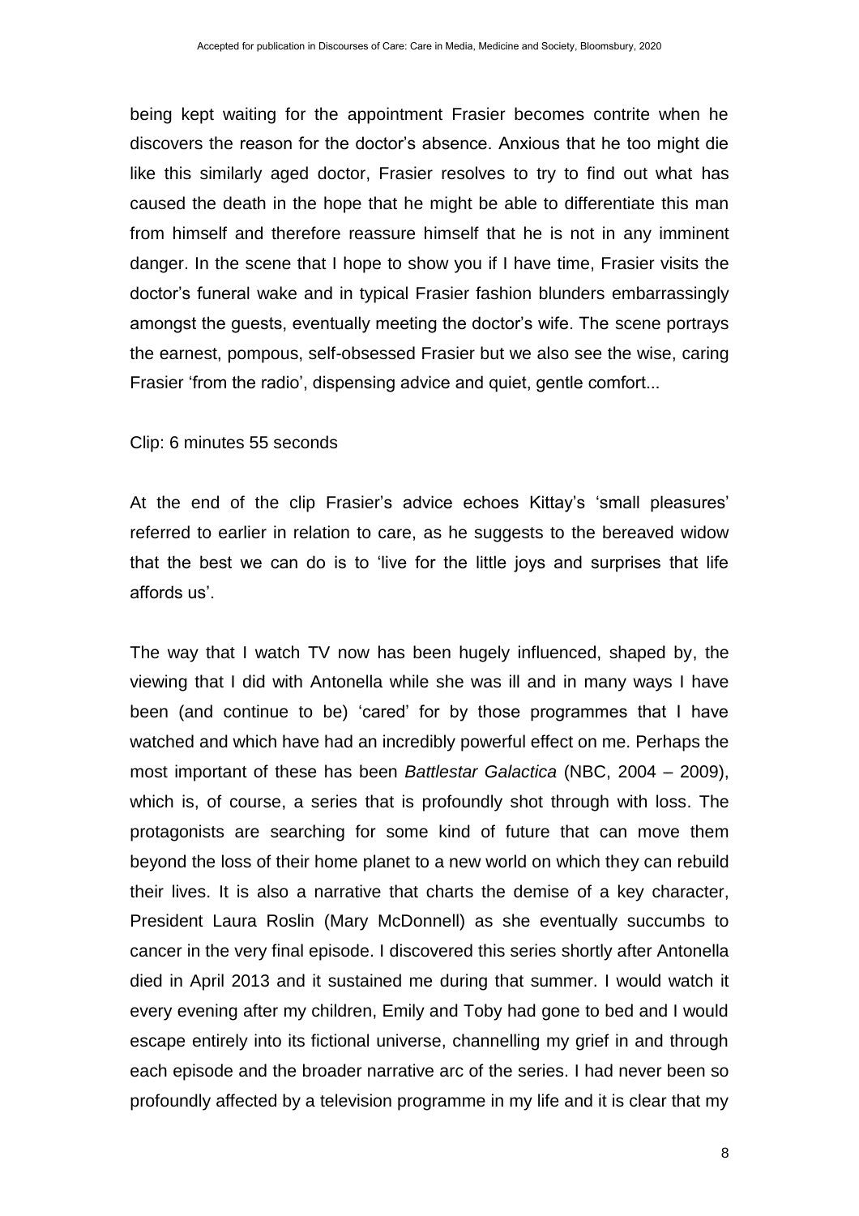being kept waiting for the appointment Frasier becomes contrite when he discovers the reason for the doctor's absence. Anxious that he too might die like this similarly aged doctor, Frasier resolves to try to find out what has caused the death in the hope that he might be able to differentiate this man from himself and therefore reassure himself that he is not in any imminent danger. In the scene that I hope to show you if I have time, Frasier visits the doctor's funeral wake and in typical Frasier fashion blunders embarrassingly amongst the guests, eventually meeting the doctor's wife. The scene portrays the earnest, pompous, self-obsessed Frasier but we also see the wise, caring Frasier 'from the radio', dispensing advice and quiet, gentle comfort...

Clip: 6 minutes 55 seconds

At the end of the clip Frasier's advice echoes Kittay's 'small pleasures' referred to earlier in relation to care, as he suggests to the bereaved widow that the best we can do is to 'live for the little joys and surprises that life affords us'.

The way that I watch TV now has been hugely influenced, shaped by, the viewing that I did with Antonella while she was ill and in many ways I have been (and continue to be) 'cared' for by those programmes that I have watched and which have had an incredibly powerful effect on me. Perhaps the most important of these has been *Battlestar Galactica* (NBC, 2004 – 2009), which is, of course, a series that is profoundly shot through with loss. The protagonists are searching for some kind of future that can move them beyond the loss of their home planet to a new world on which they can rebuild their lives. It is also a narrative that charts the demise of a key character, President Laura Roslin (Mary McDonnell) as she eventually succumbs to cancer in the very final episode. I discovered this series shortly after Antonella died in April 2013 and it sustained me during that summer. I would watch it every evening after my children, Emily and Toby had gone to bed and I would escape entirely into its fictional universe, channelling my grief in and through each episode and the broader narrative arc of the series. I had never been so profoundly affected by a television programme in my life and it is clear that my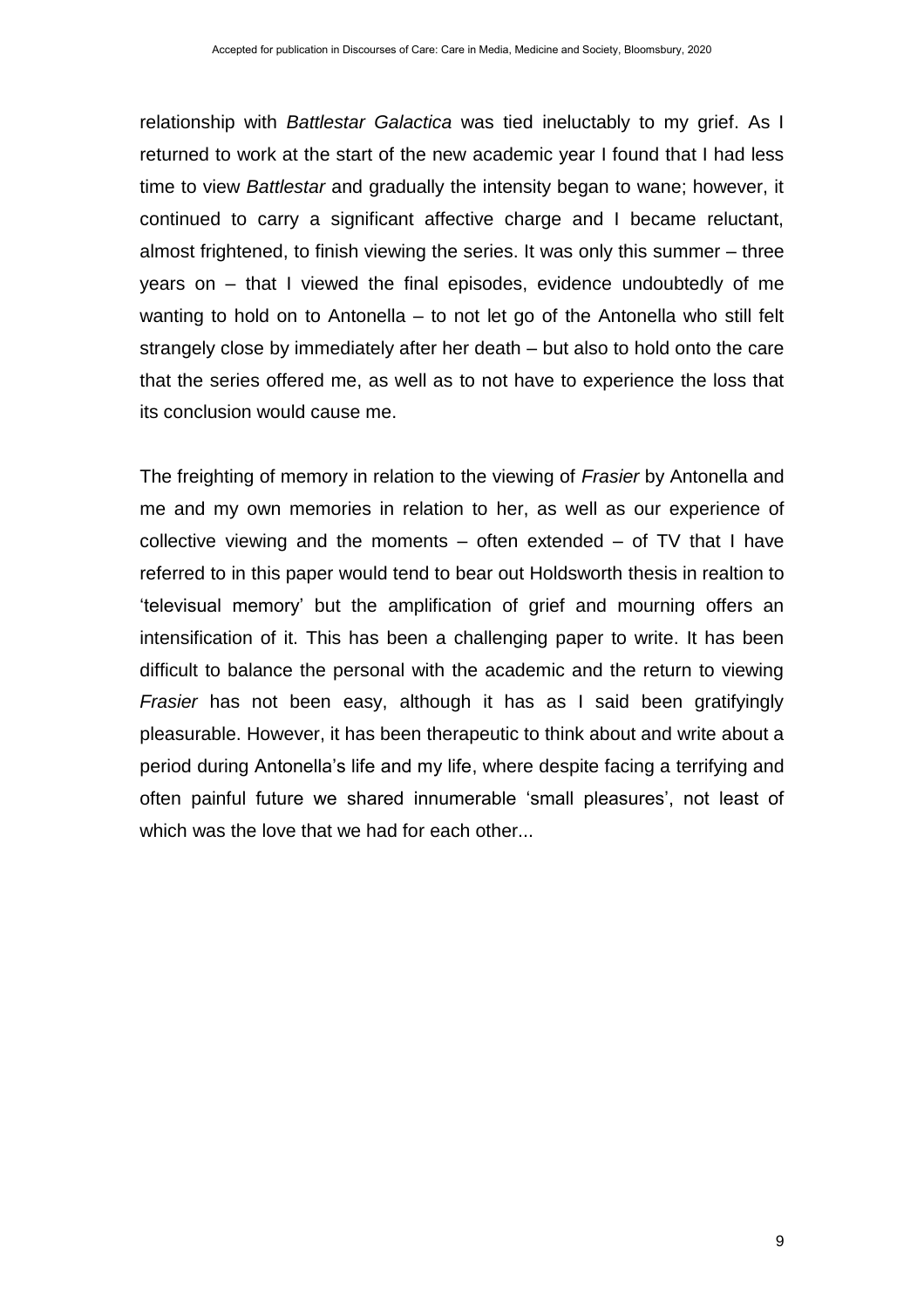relationship with *Battlestar Galactica* was tied ineluctably to my grief. As I returned to work at the start of the new academic year I found that I had less time to view *Battlestar* and gradually the intensity began to wane; however, it continued to carry a significant affective charge and I became reluctant, almost frightened, to finish viewing the series. It was only this summer – three years on – that I viewed the final episodes, evidence undoubtedly of me wanting to hold on to Antonella – to not let go of the Antonella who still felt strangely close by immediately after her death – but also to hold onto the care that the series offered me, as well as to not have to experience the loss that its conclusion would cause me.

The freighting of memory in relation to the viewing of *Frasier* by Antonella and me and my own memories in relation to her, as well as our experience of collective viewing and the moments – often extended – of TV that I have referred to in this paper would tend to bear out Holdsworth thesis in realtion to 'televisual memory' but the amplification of grief and mourning offers an intensification of it. This has been a challenging paper to write. It has been difficult to balance the personal with the academic and the return to viewing *Frasier* has not been easy, although it has as I said been gratifyingly pleasurable. However, it has been therapeutic to think about and write about a period during Antonella's life and my life, where despite facing a terrifying and often painful future we shared innumerable 'small pleasures', not least of which was the love that we had for each other...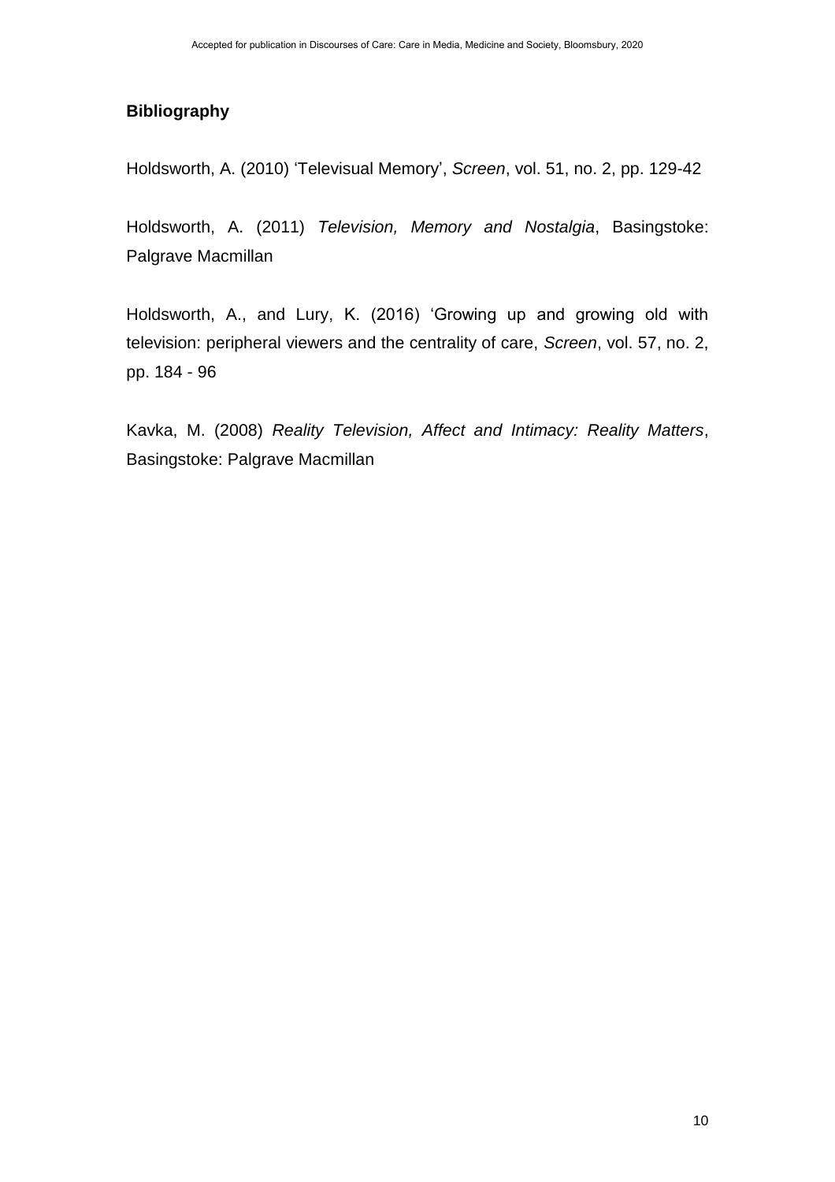**Bibliography**

Holdsworth, A. (2010) ‘Televisual Memory’, *Screen*, vol. 51, no. 2, pp. 129-42

Holdsworth, A. (2011) *Television, Memory and Nostalgia*, Basingstoke: Palgrave Macmillan

Holdsworth, A., and Lury, K. (2016) ‘Growing up and growing old with television: peripheral viewers and the centrality of care, *Screen*, vol. 57, no. 2, pp. 184 - 96

Kavka, M. (2008) *Reality Television, Affect and Intimacy: Reality Matters*, Basingstoke: Palgrave Macmillan